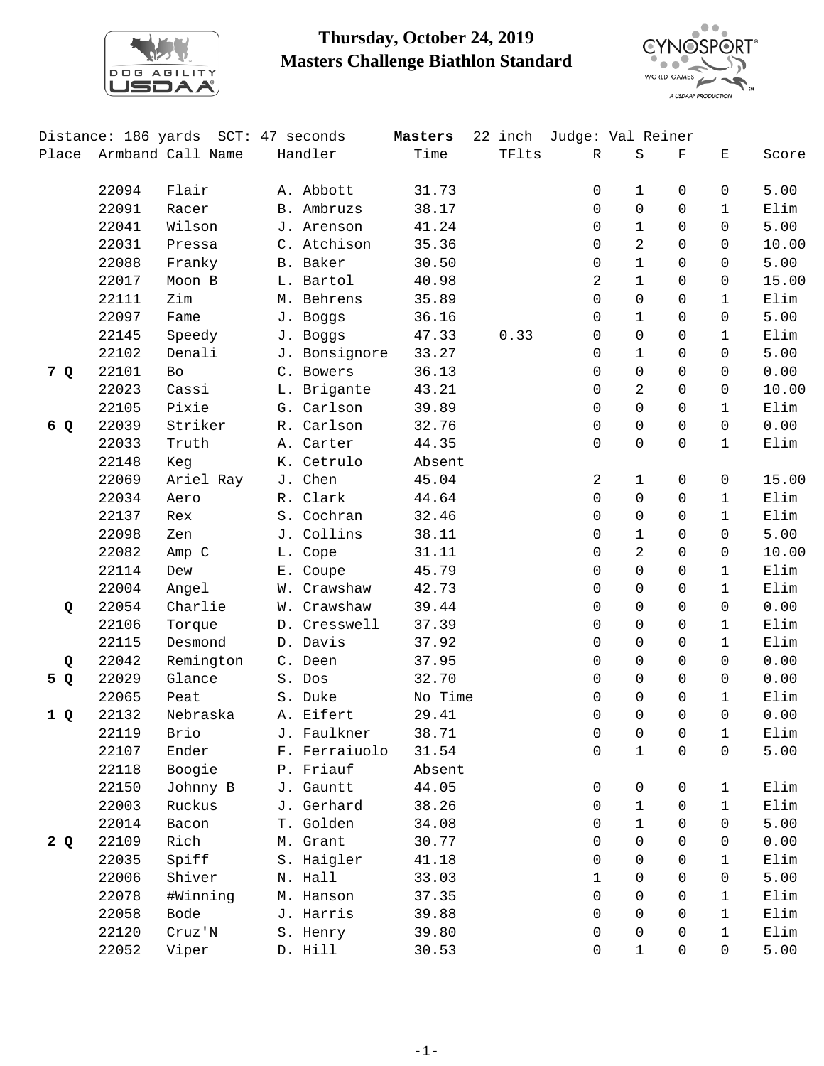# Thursday, October 24, 2019
## Masters Challenge Biathlon Standard

Distance: 186 yards  SCT: 47 seconds  **Masters**  22 inch  Judge: Val Reiner

| Place | Armband | Call Name | Handler | Time | TFlts | R | S | F | E | Score |
|---|---|---|---|---|---|---|---|---|---|---|
| | 22094 | Flair | A. Abbott | 31.73 | | 0 | 1 | 0 | 0 | 5.00 |
| | 22091 | Racer | B. Ambruzs | 38.17 | | 0 | 0 | 0 | 1 | Elim |
| | 22041 | Wilson | J. Arenson | 41.24 | | 0 | 1 | 0 | 0 | 5.00 |
| | 22031 | Pressa | C. Atchison | 35.36 | | 0 | 2 | 0 | 0 | 10.00 |
| | 22088 | Franky | B. Baker | 30.50 | | 0 | 1 | 0 | 0 | 5.00 |
| | 22017 | Moon B | L. Bartol | 40.98 | | 2 | 1 | 0 | 0 | 15.00 |
| | 22111 | Zim | M. Behrens | 35.89 | | 0 | 0 | 0 | 1 | Elim |
| | 22097 | Fame | J. Boggs | 36.16 | | 0 | 1 | 0 | 0 | 5.00 |
| | 22145 | Speedy | J. Boggs | 47.33 | 0.33 | 0 | 0 | 0 | 1 | Elim |
| | 22102 | Denali | J. Bonsignore | 33.27 | | 0 | 1 | 0 | 0 | 5.00 |
| **7 Q** | 22101 | Bo | C. Bowers | 36.13 | | 0 | 0 | 0 | 0 | 0.00 |
| | 22023 | Cassi | L. Brigante | 43.21 | | 0 | 2 | 0 | 0 | 10.00 |
| | 22105 | Pixie | G. Carlson | 39.89 | | 0 | 0 | 0 | 1 | Elim |
| **6 Q** | 22039 | Striker | R. Carlson | 32.76 | | 0 | 0 | 0 | 0 | 0.00 |
| | 22033 | Truth | A. Carter | 44.35 | | 0 | 0 | 0 | 1 | Elim |
| | 22148 | Keg | K. Cetrulo | Absent | | | | | | |
| | 22069 | Ariel Ray | J. Chen | 45.04 | | 2 | 1 | 0 | 0 | 15.00 |
| | 22034 | Aero | R. Clark | 44.64 | | 0 | 0 | 0 | 1 | Elim |
| | 22137 | Rex | S. Cochran | 32.46 | | 0 | 0 | 0 | 1 | Elim |
| | 22098 | Zen | J. Collins | 38.11 | | 0 | 1 | 0 | 0 | 5.00 |
| | 22082 | Amp C | L. Cope | 31.11 | | 0 | 2 | 0 | 0 | 10.00 |
| | 22114 | Dew | E. Coupe | 45.79 | | 0 | 0 | 0 | 1 | Elim |
| | 22004 | Angel | W. Crawshaw | 42.73 | | 0 | 0 | 0 | 1 | Elim |
| **Q** | 22054 | Charlie | W. Crawshaw | 39.44 | | 0 | 0 | 0 | 0 | 0.00 |
| | 22106 | Torque | D. Cresswell | 37.39 | | 0 | 0 | 0 | 1 | Elim |
| | 22115 | Desmond | D. Davis | 37.92 | | 0 | 0 | 0 | 1 | Elim |
| **Q** | 22042 | Remington | C. Deen | 37.95 | | 0 | 0 | 0 | 0 | 0.00 |
| **5 Q** | 22029 | Glance | S. Dos | 32.70 | | 0 | 0 | 0 | 0 | 0.00 |
| | 22065 | Peat | S. Duke | No Time | | 0 | 0 | 0 | 1 | Elim |
| **1 Q** | 22132 | Nebraska | A. Eifert | 29.41 | | 0 | 0 | 0 | 0 | 0.00 |
| | 22119 | Brio | J. Faulkner | 38.71 | | 0 | 0 | 0 | 1 | Elim |
| | 22107 | Ender | F. Ferraiuolo | 31.54 | | 0 | 1 | 0 | 0 | 5.00 |
| | 22118 | Boogie | P. Friauf | Absent | | | | | | |
| | 22150 | Johnny B | J. Gauntt | 44.05 | | 0 | 0 | 0 | 1 | Elim |
| | 22003 | Ruckus | J. Gerhard | 38.26 | | 0 | 1 | 0 | 1 | Elim |
| | 22014 | Bacon | T. Golden | 34.08 | | 0 | 1 | 0 | 0 | 5.00 |
| **2 Q** | 22109 | Rich | M. Grant | 30.77 | | 0 | 0 | 0 | 0 | 0.00 |
| | 22035 | Spiff | S. Haigler | 41.18 | | 0 | 0 | 0 | 1 | Elim |
| | 22006 | Shiver | N. Hall | 33.03 | | 1 | 0 | 0 | 0 | 5.00 |
| | 22078 | #Winning | M. Hanson | 37.35 | | 0 | 0 | 0 | 1 | Elim |
| | 22058 | Bode | J. Harris | 39.88 | | 0 | 0 | 0 | 1 | Elim |
| | 22120 | Cruz'N | S. Henry | 39.80 | | 0 | 0 | 0 | 1 | Elim |
| | 22052 | Viper | D. Hill | 30.53 | | 0 | 1 | 0 | 0 | 5.00 |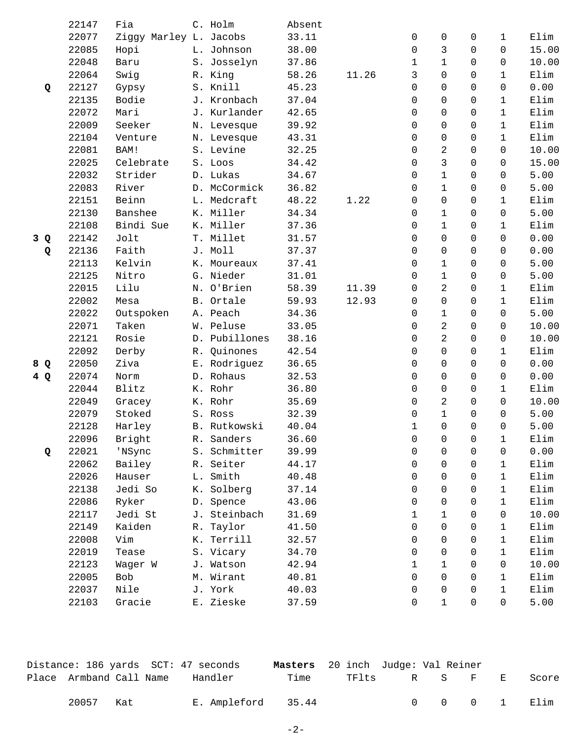| Place | Armband | Call Name | Handler | Time | TFlts | R | S | F | E | Score |
|---|---|---|---|---|---|---|---|---|---|---|
| | 22147 | Fia | C. Holm | Absent | | | | | | |
| | 22077 | Ziggy Marley | L. Jacobs | 33.11 | | 0 | 0 | 0 | 1 | Elim |
| | 22085 | Hopi | L. Johnson | 38.00 | | 0 | 3 | 0 | 0 | 15.00 |
| | 22048 | Baru | S. Josselyn | 37.86 | | 1 | 1 | 0 | 0 | 10.00 |
| | 22064 | Swig | R. King | 58.26 | 11.26 | 3 | 0 | 0 | 1 | Elim |
| **Q** | 22127 | Gypsy | S. Knill | 45.23 | | 0 | 0 | 0 | 0 | 0.00 |
| | 22135 | Bodie | J. Kronbach | 37.04 | | 0 | 0 | 0 | 1 | Elim |
| | 22072 | Mari | J. Kurlander | 42.65 | | 0 | 0 | 0 | 1 | Elim |
| | 22009 | Seeker | N. Levesque | 39.92 | | 0 | 0 | 0 | 1 | Elim |
| | 22104 | Venture | N. Levesque | 43.31 | | 0 | 0 | 0 | 1 | Elim |
| | 22081 | BAM! | S. Levine | 32.25 | | 0 | 2 | 0 | 0 | 10.00 |
| | 22025 | Celebrate | S. Loos | 34.42 | | 0 | 3 | 0 | 0 | 15.00 |
| | 22032 | Strider | D. Lukas | 34.67 | | 0 | 1 | 0 | 0 | 5.00 |
| | 22083 | River | D. McCormick | 36.82 | | 0 | 1 | 0 | 0 | 5.00 |
| | 22151 | Beinn | L. Medcraft | 48.22 | 1.22 | 0 | 0 | 0 | 1 | Elim |
| | 22130 | Banshee | K. Miller | 34.34 | | 0 | 1 | 0 | 0 | 5.00 |
| | 22108 | Bindi Sue | K. Miller | 37.36 | | 0 | 1 | 0 | 1 | Elim |
| **3 Q** | 22142 | Jolt | T. Millet | 31.57 | | 0 | 0 | 0 | 0 | 0.00 |
| **Q** | 22136 | Faith | J. Moll | 37.37 | | 0 | 0 | 0 | 0 | 0.00 |
| | 22113 | Kelvin | K. Moureaux | 37.41 | | 0 | 1 | 0 | 0 | 5.00 |
| | 22125 | Nitro | G. Nieder | 31.01 | | 0 | 1 | 0 | 0 | 5.00 |
| | 22015 | Lilu | N. O'Brien | 58.39 | 11.39 | 0 | 2 | 0 | 1 | Elim |
| | 22002 | Mesa | B. Ortale | 59.93 | 12.93 | 0 | 0 | 0 | 1 | Elim |
| | 22022 | Outspoken | A. Peach | 34.36 | | 0 | 1 | 0 | 0 | 5.00 |
| | 22071 | Taken | W. Peluse | 33.05 | | 0 | 2 | 0 | 0 | 10.00 |
| | 22121 | Rosie | D. Pubillones | 38.16 | | 0 | 2 | 0 | 0 | 10.00 |
| | 22092 | Derby | R. Quinones | 42.54 | | 0 | 0 | 0 | 1 | Elim |
| **8 Q** | 22050 | Ziva | E. Rodriguez | 36.65 | | 0 | 0 | 0 | 0 | 0.00 |
| **4 Q** | 22074 | Norm | D. Rohaus | 32.53 | | 0 | 0 | 0 | 0 | 0.00 |
| | 22044 | Blitz | K. Rohr | 36.80 | | 0 | 0 | 0 | 1 | Elim |
| | 22049 | Gracey | K. Rohr | 35.69 | | 0 | 2 | 0 | 0 | 10.00 |
| | 22079 | Stoked | S. Ross | 32.39 | | 0 | 1 | 0 | 0 | 5.00 |
| | 22128 | Harley | B. Rutkowski | 40.04 | | 1 | 0 | 0 | 0 | 5.00 |
| | 22096 | Bright | R. Sanders | 36.60 | | 0 | 0 | 0 | 1 | Elim |
| **Q** | 22021 | 'NSync | S. Schmitter | 39.99 | | 0 | 0 | 0 | 0 | 0.00 |
| | 22062 | Bailey | R. Seiter | 44.17 | | 0 | 0 | 0 | 1 | Elim |
| | 22026 | Hauser | L. Smith | 40.48 | | 0 | 0 | 0 | 1 | Elim |
| | 22138 | Jedi So | K. Solberg | 37.14 | | 0 | 0 | 0 | 1 | Elim |
| | 22086 | Ryker | D. Spence | 43.06 | | 0 | 0 | 0 | 1 | Elim |
| | 22117 | Jedi St | J. Steinbach | 31.69 | | 1 | 1 | 0 | 0 | 10.00 |
| | 22149 | Kaiden | R. Taylor | 41.50 | | 0 | 0 | 0 | 1 | Elim |
| | 22008 | Vim | K. Terrill | 32.57 | | 0 | 0 | 0 | 1 | Elim |
| | 22019 | Tease | S. Vicary | 34.70 | | 0 | 0 | 0 | 1 | Elim |
| | 22123 | Wager W | J. Watson | 42.94 | | 1 | 1 | 0 | 0 | 10.00 |
| | 22005 | Bob | M. Wirant | 40.81 | | 0 | 0 | 0 | 1 | Elim |
| | 22037 | Nile | J. York | 40.03 | | 0 | 0 | 0 | 1 | Elim |
| | 22103 | Gracie | E. Zieske | 37.59 | | 0 | 1 | 0 | 0 | 5.00 |

Distance: 186 yards SCT: 47 seconds **Masters** 20 inch Judge: Val Reiner

| Place | Armband | Call Name | Handler | Time | TFlts | R | S | F | E | Score |
|---|---|---|---|---|---|---|---|---|---|---|
| | 20057 | Kat | E. Ampleford | 35.44 | | 0 | 0 | 0 | 1 | Elim |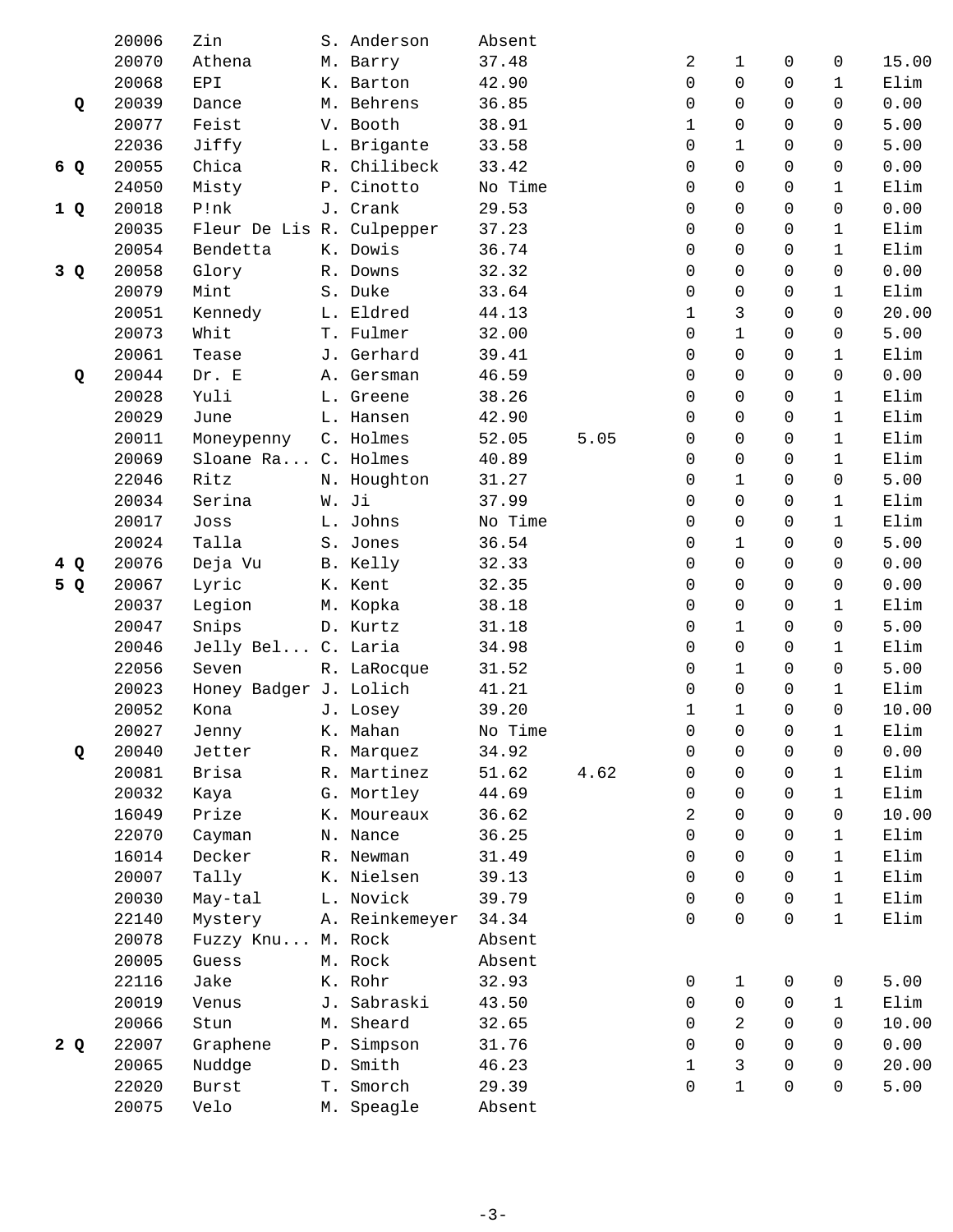| | | | | | | | | | | |
|---|---|---|---|---|---|---|---|---|---|---|
| | 20006 | Zin | S. Anderson | Absent | | | | | | |
| | 20070 | Athena | M. Barry | 37.48 | | 2 | 1 | 0 | 0 | 15.00 |
| | 20068 | EPI | K. Barton | 42.90 | | 0 | 0 | 0 | 1 | Elim |
| **Q** | 20039 | Dance | M. Behrens | 36.85 | | 0 | 0 | 0 | 0 | 0.00 |
| | 20077 | Feist | V. Booth | 38.91 | | 1 | 0 | 0 | 0 | 5.00 |
| | 22036 | Jiffy | L. Brigante | 33.58 | | 0 | 1 | 0 | 0 | 5.00 |
| **6 Q** | 20055 | Chica | R. Chilibeck | 33.42 | | 0 | 0 | 0 | 0 | 0.00 |
| | 24050 | Misty | P. Cinotto | No Time | | 0 | 0 | 0 | 1 | Elim |
| **1 Q** | 20018 | P!nk | J. Crank | 29.53 | | 0 | 0 | 0 | 0 | 0.00 |
| | 20035 | Fleur De Lis | R. Culpepper | 37.23 | | 0 | 0 | 0 | 1 | Elim |
| | 20054 | Bendetta | K. Dowis | 36.74 | | 0 | 0 | 0 | 1 | Elim |
| **3 Q** | 20058 | Glory | R. Downs | 32.32 | | 0 | 0 | 0 | 0 | 0.00 |
| | 20079 | Mint | S. Duke | 33.64 | | 0 | 0 | 0 | 1 | Elim |
| | 20051 | Kennedy | L. Eldred | 44.13 | | 1 | 3 | 0 | 0 | 20.00 |
| | 20073 | Whit | T. Fulmer | 32.00 | | 0 | 1 | 0 | 0 | 5.00 |
| | 20061 | Tease | J. Gerhard | 39.41 | | 0 | 0 | 0 | 1 | Elim |
| **Q** | 20044 | Dr. E | A. Gersman | 46.59 | | 0 | 0 | 0 | 0 | 0.00 |
| | 20028 | Yuli | L. Greene | 38.26 | | 0 | 0 | 0 | 1 | Elim |
| | 20029 | June | L. Hansen | 42.90 | | 0 | 0 | 0 | 1 | Elim |
| | 20011 | Moneypenny | C. Holmes | 52.05 | 5.05 | 0 | 0 | 0 | 1 | Elim |
| | 20069 | Sloane Ra... | C. Holmes | 40.89 | | 0 | 0 | 0 | 1 | Elim |
| | 22046 | Ritz | N. Houghton | 31.27 | | 0 | 1 | 0 | 0 | 5.00 |
| | 20034 | Serina | W. Ji | 37.99 | | 0 | 0 | 0 | 1 | Elim |
| | 20017 | Joss | L. Johns | No Time | | 0 | 0 | 0 | 1 | Elim |
| | 20024 | Talla | S. Jones | 36.54 | | 0 | 1 | 0 | 0 | 5.00 |
| **4 Q** | 20076 | Deja Vu | B. Kelly | 32.33 | | 0 | 0 | 0 | 0 | 0.00 |
| **5 Q** | 20067 | Lyric | K. Kent | 32.35 | | 0 | 0 | 0 | 0 | 0.00 |
| | 20037 | Legion | M. Kopka | 38.18 | | 0 | 0 | 0 | 1 | Elim |
| | 20047 | Snips | D. Kurtz | 31.18 | | 0 | 1 | 0 | 0 | 5.00 |
| | 20046 | Jelly Bel... | C. Laria | 34.98 | | 0 | 0 | 0 | 1 | Elim |
| | 22056 | Seven | R. LaRocque | 31.52 | | 0 | 1 | 0 | 0 | 5.00 |
| | 20023 | Honey Badger | J. Lolich | 41.21 | | 0 | 0 | 0 | 1 | Elim |
| | 20052 | Kona | J. Losey | 39.20 | | 1 | 1 | 0 | 0 | 10.00 |
| | 20027 | Jenny | K. Mahan | No Time | | 0 | 0 | 0 | 1 | Elim |
| **Q** | 20040 | Jetter | R. Marquez | 34.92 | | 0 | 0 | 0 | 0 | 0.00 |
| | 20081 | Brisa | R. Martinez | 51.62 | 4.62 | 0 | 0 | 0 | 1 | Elim |
| | 20032 | Kaya | G. Mortley | 44.69 | | 0 | 0 | 0 | 1 | Elim |
| | 16049 | Prize | K. Moureaux | 36.62 | | 2 | 0 | 0 | 0 | 10.00 |
| | 22070 | Cayman | N. Nance | 36.25 | | 0 | 0 | 0 | 1 | Elim |
| | 16014 | Decker | R. Newman | 31.49 | | 0 | 0 | 0 | 1 | Elim |
| | 20007 | Tally | K. Nielsen | 39.13 | | 0 | 0 | 0 | 1 | Elim |
| | 20030 | May-tal | L. Novick | 39.79 | | 0 | 0 | 0 | 1 | Elim |
| | 22140 | Mystery | A. Reinkemeyer | 34.34 | | 0 | 0 | 0 | 1 | Elim |
| | 20078 | Fuzzy Knu... | M. Rock | Absent | | | | | | |
| | 20005 | Guess | M. Rock | Absent | | | | | | |
| | 22116 | Jake | K. Rohr | 32.93 | | 0 | 1 | 0 | 0 | 5.00 |
| | 20019 | Venus | J. Sabraski | 43.50 | | 0 | 0 | 0 | 1 | Elim |
| | 20066 | Stun | M. Sheard | 32.65 | | 0 | 2 | 0 | 0 | 10.00 |
| **2 Q** | 22007 | Graphene | P. Simpson | 31.76 | | 0 | 0 | 0 | 0 | 0.00 |
| | 20065 | Nuddge | D. Smith | 46.23 | | 1 | 3 | 0 | 0 | 20.00 |
| | 22020 | Burst | T. Smorch | 29.39 | | 0 | 1 | 0 | 0 | 5.00 |
| | 20075 | Velo | M. Speagle | Absent | | | | | | |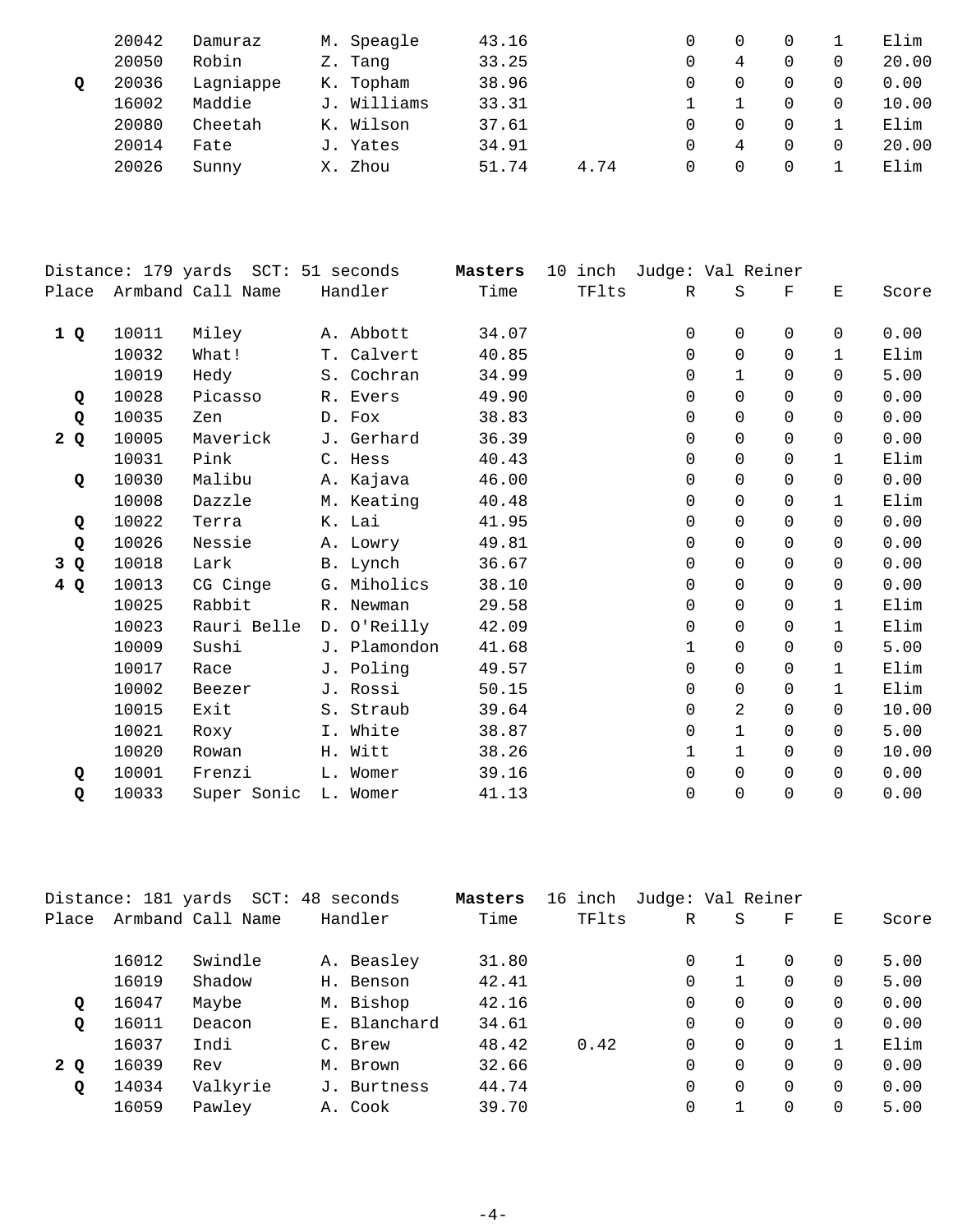| Place | Armband | Call Name | Handler | Time | TFlts | R | S | F | E | Score |
|---|---|---|---|---|---|---|---|---|---|---|
| | 20042 | Damuraz | M. Speagle | 43.16 | | 0 | 0 | 0 | 1 | Elim |
| | 20050 | Robin | Z. Tang | 33.25 | | 0 | 4 | 0 | 0 | 20.00 |
| Q | 20036 | Lagniappe | K. Topham | 38.96 | | 0 | 0 | 0 | 0 | 0.00 |
| | 16002 | Maddie | J. Williams | 33.31 | | 1 | 1 | 0 | 0 | 10.00 |
| | 20080 | Cheetah | K. Wilson | 37.61 | | 0 | 0 | 0 | 1 | Elim |
| | 20014 | Fate | J. Yates | 34.91 | | 0 | 4 | 0 | 0 | 20.00 |
| | 20026 | Sunny | X. Zhou | 51.74 | 4.74 | 0 | 0 | 0 | 1 | Elim |

Distance: 179 yards SCT: 51 seconds **Masters** 10 inch Judge: Val Reiner

| Place | Armband | Call Name | Handler | Time | TFlts | R | S | F | E | Score |
|---|---|---|---|---|---|---|---|---|---|---|
| 1 Q | 10011 | Miley | A. Abbott | 34.07 | | 0 | 0 | 0 | 0 | 0.00 |
| | 10032 | What! | T. Calvert | 40.85 | | 0 | 0 | 0 | 1 | Elim |
| | 10019 | Hedy | S. Cochran | 34.99 | | 0 | 1 | 0 | 0 | 5.00 |
| Q | 10028 | Picasso | R. Evers | 49.90 | | 0 | 0 | 0 | 0 | 0.00 |
| Q | 10035 | Zen | D. Fox | 38.83 | | 0 | 0 | 0 | 0 | 0.00 |
| 2 Q | 10005 | Maverick | J. Gerhard | 36.39 | | 0 | 0 | 0 | 0 | 0.00 |
| | 10031 | Pink | C. Hess | 40.43 | | 0 | 0 | 0 | 1 | Elim |
| Q | 10030 | Malibu | A. Kajava | 46.00 | | 0 | 0 | 0 | 0 | 0.00 |
| | 10008 | Dazzle | M. Keating | 40.48 | | 0 | 0 | 0 | 1 | Elim |
| Q | 10022 | Terra | K. Lai | 41.95 | | 0 | 0 | 0 | 0 | 0.00 |
| Q | 10026 | Nessie | A. Lowry | 49.81 | | 0 | 0 | 0 | 0 | 0.00 |
| 3 Q | 10018 | Lark | B. Lynch | 36.67 | | 0 | 0 | 0 | 0 | 0.00 |
| 4 Q | 10013 | CG Cinge | G. Miholics | 38.10 | | 0 | 0 | 0 | 0 | 0.00 |
| | 10025 | Rabbit | R. Newman | 29.58 | | 0 | 0 | 0 | 1 | Elim |
| | 10023 | Rauri Belle | D. O'Reilly | 42.09 | | 0 | 0 | 0 | 1 | Elim |
| | 10009 | Sushi | J. Plamondon | 41.68 | | 1 | 0 | 0 | 0 | 5.00 |
| | 10017 | Race | J. Poling | 49.57 | | 0 | 0 | 0 | 1 | Elim |
| | 10002 | Beezer | J. Rossi | 50.15 | | 0 | 0 | 0 | 1 | Elim |
| | 10015 | Exit | S. Straub | 39.64 | | 0 | 2 | 0 | 0 | 10.00 |
| | 10021 | Roxy | I. White | 38.87 | | 0 | 1 | 0 | 0 | 5.00 |
| | 10020 | Rowan | H. Witt | 38.26 | | 1 | 1 | 0 | 0 | 10.00 |
| Q | 10001 | Frenzi | L. Womer | 39.16 | | 0 | 0 | 0 | 0 | 0.00 |
| Q | 10033 | Super Sonic | L. Womer | 41.13 | | 0 | 0 | 0 | 0 | 0.00 |

Distance: 181 yards SCT: 48 seconds **Masters** 16 inch Judge: Val Reiner

| Place | Armband | Call Name | Handler | Time | TFlts | R | S | F | E | Score |
|---|---|---|---|---|---|---|---|---|---|---|
| | 16012 | Swindle | A. Beasley | 31.80 | | 0 | 1 | 0 | 0 | 5.00 |
| | 16019 | Shadow | H. Benson | 42.41 | | 0 | 1 | 0 | 0 | 5.00 |
| Q | 16047 | Maybe | M. Bishop | 42.16 | | 0 | 0 | 0 | 0 | 0.00 |
| Q | 16011 | Deacon | E. Blanchard | 34.61 | | 0 | 0 | 0 | 0 | 0.00 |
| | 16037 | Indi | C. Brew | 48.42 | 0.42 | 0 | 0 | 0 | 1 | Elim |
| 2 Q | 16039 | Rev | M. Brown | 32.66 | | 0 | 0 | 0 | 0 | 0.00 |
| Q | 14034 | Valkyrie | J. Burtness | 44.74 | | 0 | 0 | 0 | 0 | 0.00 |
| | 16059 | Pawley | A. Cook | 39.70 | | 0 | 1 | 0 | 0 | 5.00 |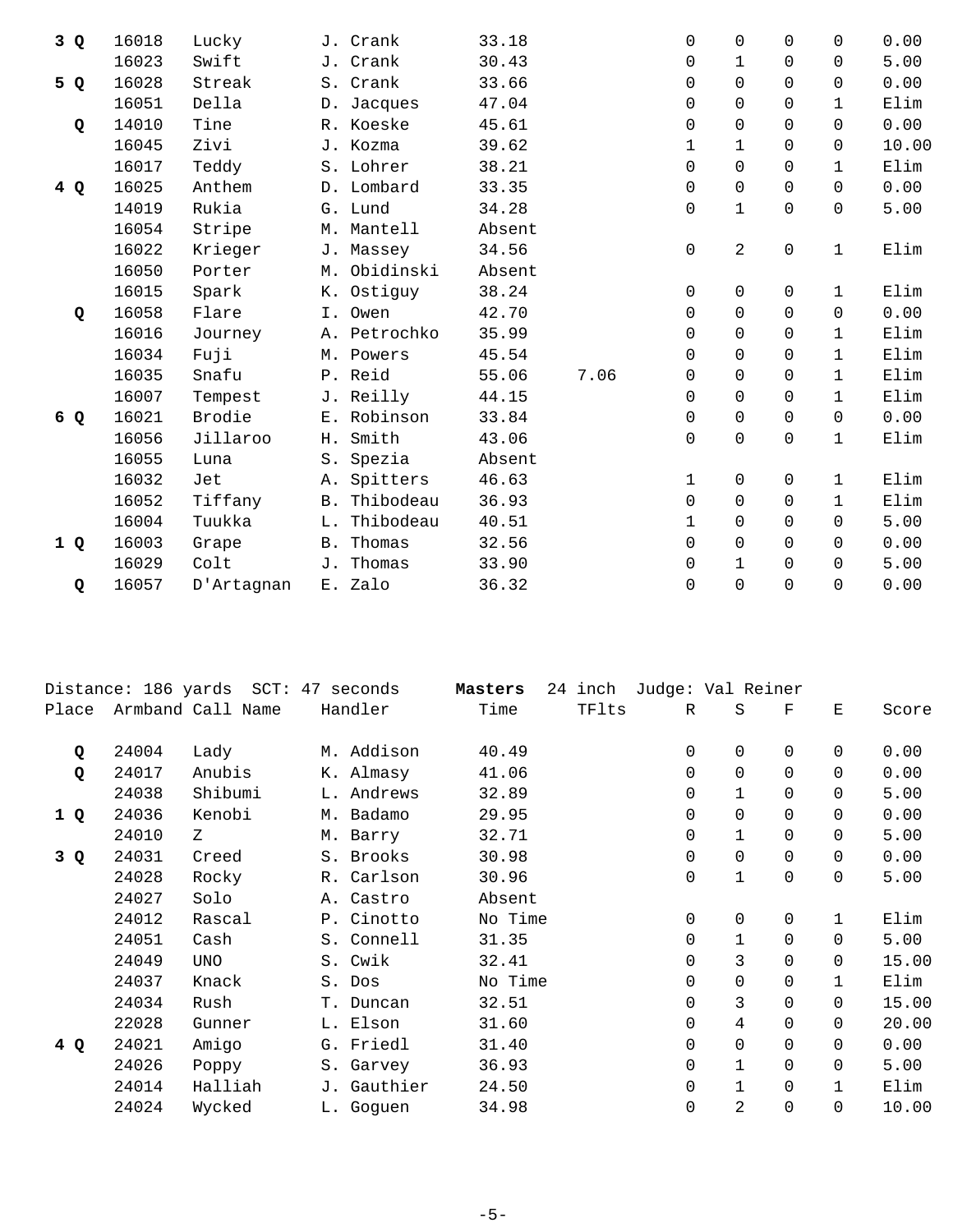| Place | Armband | Call Name | Handler | Time | TFlts | R | S | F | E | Score |
|---|---|---|---|---|---|---|---|---|---|---|
| **3 Q** | 16018 | Lucky | J. Crank | 33.18 | | 0 | 0 | 0 | 0 | 0.00 |
| | 16023 | Swift | J. Crank | 30.43 | | 0 | 1 | 0 | 0 | 5.00 |
| **5 Q** | 16028 | Streak | S. Crank | 33.66 | | 0 | 0 | 0 | 0 | 0.00 |
| | 16051 | Della | D. Jacques | 47.04 | | 0 | 0 | 0 | 1 | Elim |
| **Q** | 14010 | Tine | R. Koeske | 45.61 | | 0 | 0 | 0 | 0 | 0.00 |
| | 16045 | Zivi | J. Kozma | 39.62 | | 1 | 1 | 0 | 0 | 10.00 |
| | 16017 | Teddy | S. Lohrer | 38.21 | | 0 | 0 | 0 | 1 | Elim |
| **4 Q** | 16025 | Anthem | D. Lombard | 33.35 | | 0 | 0 | 0 | 0 | 0.00 |
| | 14019 | Rukia | G. Lund | 34.28 | | 0 | 1 | 0 | 0 | 5.00 |
| | 16054 | Stripe | M. Mantell | Absent | | | | | | |
| | 16022 | Krieger | J. Massey | 34.56 | | 0 | 2 | 0 | 1 | Elim |
| | 16050 | Porter | M. Obidinski | Absent | | | | | | |
| | 16015 | Spark | K. Ostiguy | 38.24 | | 0 | 0 | 0 | 1 | Elim |
| **Q** | 16058 | Flare | I. Owen | 42.70 | | 0 | 0 | 0 | 0 | 0.00 |
| | 16016 | Journey | A. Petrochko | 35.99 | | 0 | 0 | 0 | 1 | Elim |
| | 16034 | Fuji | M. Powers | 45.54 | | 0 | 0 | 0 | 1 | Elim |
| | 16035 | Snafu | P. Reid | 55.06 | 7.06 | 0 | 0 | 0 | 1 | Elim |
| | 16007 | Tempest | J. Reilly | 44.15 | | 0 | 0 | 0 | 1 | Elim |
| **6 Q** | 16021 | Brodie | E. Robinson | 33.84 | | 0 | 0 | 0 | 0 | 0.00 |
| | 16056 | Jillaroo | H. Smith | 43.06 | | 0 | 0 | 0 | 1 | Elim |
| | 16055 | Luna | S. Spezia | Absent | | | | | | |
| | 16032 | Jet | A. Spitters | 46.63 | | 1 | 0 | 0 | 1 | Elim |
| | 16052 | Tiffany | B. Thibodeau | 36.93 | | 0 | 0 | 0 | 1 | Elim |
| | 16004 | Tuukka | L. Thibodeau | 40.51 | | 1 | 0 | 0 | 0 | 5.00 |
| **1 Q** | 16003 | Grape | B. Thomas | 32.56 | | 0 | 0 | 0 | 0 | 0.00 |
| | 16029 | Colt | J. Thomas | 33.90 | | 0 | 1 | 0 | 0 | 5.00 |
| **Q** | 16057 | D'Artagnan | E. Zalo | 36.32 | | 0 | 0 | 0 | 0 | 0.00 |

Distance: 186 yards SCT: 47 seconds **Masters** 24 inch Judge: Val Reiner

| Place | Armband | Call Name | Handler | Time | TFlts | R | S | F | E | Score |
|---|---|---|---|---|---|---|---|---|---|---|
| **Q** | 24004 | Lady | M. Addison | 40.49 | | 0 | 0 | 0 | 0 | 0.00 |
| **Q** | 24017 | Anubis | K. Almasy | 41.06 | | 0 | 0 | 0 | 0 | 0.00 |
| | 24038 | Shibumi | L. Andrews | 32.89 | | 0 | 1 | 0 | 0 | 5.00 |
| **1 Q** | 24036 | Kenobi | M. Badamo | 29.95 | | 0 | 0 | 0 | 0 | 0.00 |
| | 24010 | Z | M. Barry | 32.71 | | 0 | 1 | 0 | 0 | 5.00 |
| **3 Q** | 24031 | Creed | S. Brooks | 30.98 | | 0 | 0 | 0 | 0 | 0.00 |
| | 24028 | Rocky | R. Carlson | 30.96 | | 0 | 1 | 0 | 0 | 5.00 |
| | 24027 | Solo | A. Castro | Absent | | | | | | |
| | 24012 | Rascal | P. Cinotto | No Time | | 0 | 0 | 0 | 1 | Elim |
| | 24051 | Cash | S. Connell | 31.35 | | 0 | 1 | 0 | 0 | 5.00 |
| | 24049 | UNO | S. Cwik | 32.41 | | 0 | 3 | 0 | 0 | 15.00 |
| | 24037 | Knack | S. Dos | No Time | | 0 | 0 | 0 | 1 | Elim |
| | 24034 | Rush | T. Duncan | 32.51 | | 0 | 3 | 0 | 0 | 15.00 |
| | 22028 | Gunner | L. Elson | 31.60 | | 0 | 4 | 0 | 0 | 20.00 |
| **4 Q** | 24021 | Amigo | G. Friedl | 31.40 | | 0 | 0 | 0 | 0 | 0.00 |
| | 24026 | Poppy | S. Garvey | 36.93 | | 0 | 1 | 0 | 0 | 5.00 |
| | 24014 | Halliah | J. Gauthier | 24.50 | | 0 | 1 | 0 | 1 | Elim |
| | 24024 | Wycked | L. Goguen | 34.98 | | 0 | 2 | 0 | 0 | 10.00 |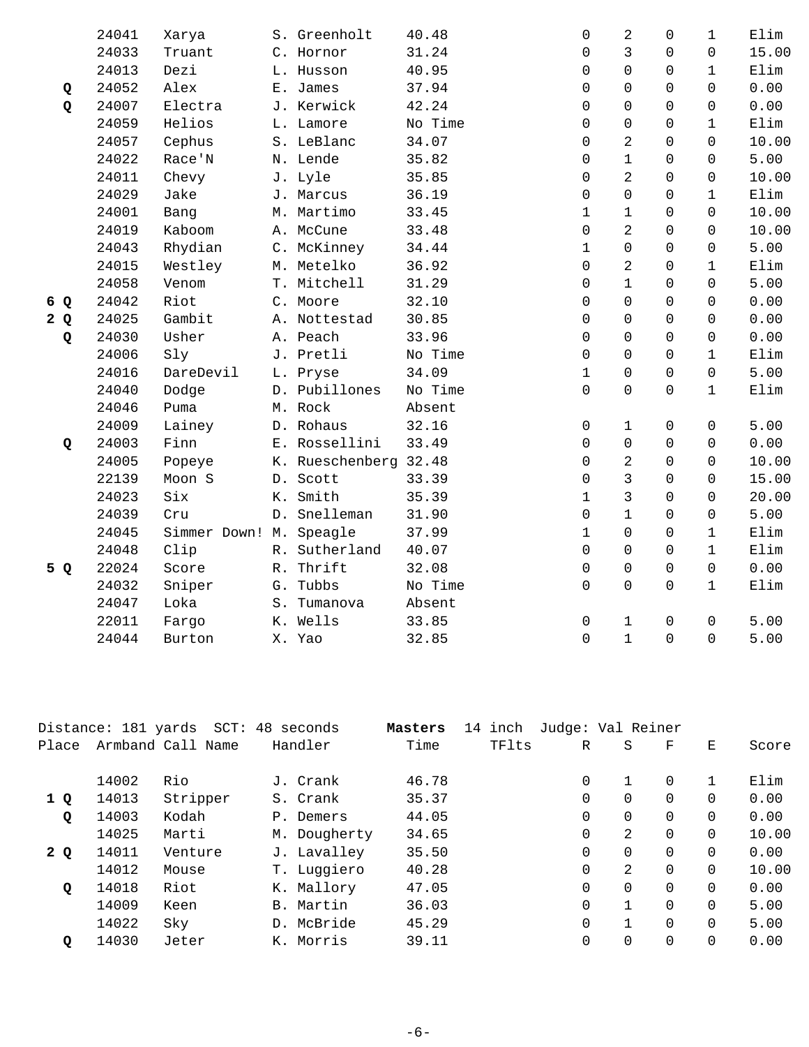| Place | Armband | Call Name | Handler | Time | TFlts | R | S | F | E | Score |
|---|---|---|---|---|---|---|---|---|---|---|
| | 24041 | Xarya | S. Greenholt | 40.48 | | 0 | 2 | 0 | 1 | Elim |
| | 24033 | Truant | C. Hornor | 31.24 | | 0 | 3 | 0 | 0 | 15.00 |
| | 24013 | Dezi | L. Husson | 40.95 | | 0 | 0 | 0 | 1 | Elim |
| **Q** | 24052 | Alex | E. James | 37.94 | | 0 | 0 | 0 | 0 | 0.00 |
| **Q** | 24007 | Electra | J. Kerwick | 42.24 | | 0 | 0 | 0 | 0 | 0.00 |
| | 24059 | Helios | L. Lamore | No Time | | 0 | 0 | 0 | 1 | Elim |
| | 24057 | Cephus | S. LeBlanc | 34.07 | | 0 | 2 | 0 | 0 | 10.00 |
| | 24022 | Race'N | N. Lende | 35.82 | | 0 | 1 | 0 | 0 | 5.00 |
| | 24011 | Chevy | J. Lyle | 35.85 | | 0 | 2 | 0 | 0 | 10.00 |
| | 24029 | Jake | J. Marcus | 36.19 | | 0 | 0 | 0 | 1 | Elim |
| | 24001 | Bang | M. Martimo | 33.45 | | 1 | 1 | 0 | 0 | 10.00 |
| | 24019 | Kaboom | A. McCune | 33.48 | | 0 | 2 | 0 | 0 | 10.00 |
| | 24043 | Rhydian | C. McKinney | 34.44 | | 1 | 0 | 0 | 0 | 5.00 |
| | 24015 | Westley | M. Metelko | 36.92 | | 0 | 2 | 0 | 1 | Elim |
| | 24058 | Venom | T. Mitchell | 31.29 | | 0 | 1 | 0 | 0 | 5.00 |
| **6 Q** | 24042 | Riot | C. Moore | 32.10 | | 0 | 0 | 0 | 0 | 0.00 |
| **2 Q** | 24025 | Gambit | A. Nottestad | 30.85 | | 0 | 0 | 0 | 0 | 0.00 |
| **Q** | 24030 | Usher | A. Peach | 33.96 | | 0 | 0 | 0 | 0 | 0.00 |
| | 24006 | Sly | J. Pretli | No Time | | 0 | 0 | 0 | 1 | Elim |
| | 24016 | DareDevil | L. Pryse | 34.09 | | 1 | 0 | 0 | 0 | 5.00 |
| | 24040 | Dodge | D. Pubillones | No Time | | 0 | 0 | 0 | 1 | Elim |
| | 24046 | Puma | M. Rock | Absent | | | | | | |
| | 24009 | Lainey | D. Rohaus | 32.16 | | 0 | 1 | 0 | 0 | 5.00 |
| **Q** | 24003 | Finn | E. Rossellini | 33.49 | | 0 | 0 | 0 | 0 | 0.00 |
| | 24005 | Popeye | K. Rueschenberg | 32.48 | | 0 | 2 | 0 | 0 | 10.00 |
| | 22139 | Moon S | D. Scott | 33.39 | | 0 | 3 | 0 | 0 | 15.00 |
| | 24023 | Six | K. Smith | 35.39 | | 1 | 3 | 0 | 0 | 20.00 |
| | 24039 | Cru | D. Snelleman | 31.90 | | 0 | 1 | 0 | 0 | 5.00 |
| | 24045 | Simmer Down! | M. Speagle | 37.99 | | 1 | 0 | 0 | 1 | Elim |
| | 24048 | Clip | R. Sutherland | 40.07 | | 0 | 0 | 0 | 1 | Elim |
| **5 Q** | 22024 | Score | R. Thrift | 32.08 | | 0 | 0 | 0 | 0 | 0.00 |
| | 24032 | Sniper | G. Tubbs | No Time | | 0 | 0 | 0 | 1 | Elim |
| | 24047 | Loka | S. Tumanova | Absent | | | | | | |
| | 22011 | Fargo | K. Wells | 33.85 | | 0 | 1 | 0 | 0 | 5.00 |
| | 24044 | Burton | X. Yao | 32.85 | | 0 | 1 | 0 | 0 | 5.00 |

Distance: 181 yards SCT: 48 seconds **Masters** 14 inch Judge: Val Reiner

| Place | Armband | Call Name | Handler | Time | TFlts | R | S | F | E | Score |
|---|---|---|---|---|---|---|---|---|---|---|
| | 14002 | Rio | J. Crank | 46.78 | | 0 | 1 | 0 | 1 | Elim |
| **1 Q** | 14013 | Stripper | S. Crank | 35.37 | | 0 | 0 | 0 | 0 | 0.00 |
| **Q** | 14003 | Kodah | P. Demers | 44.05 | | 0 | 0 | 0 | 0 | 0.00 |
| | 14025 | Marti | M. Dougherty | 34.65 | | 0 | 2 | 0 | 0 | 10.00 |
| **2 Q** | 14011 | Venture | J. Lavalley | 35.50 | | 0 | 0 | 0 | 0 | 0.00 |
| | 14012 | Mouse | T. Luggiero | 40.28 | | 0 | 2 | 0 | 0 | 10.00 |
| **Q** | 14018 | Riot | K. Mallory | 47.05 | | 0 | 0 | 0 | 0 | 0.00 |
| | 14009 | Keen | B. Martin | 36.03 | | 0 | 1 | 0 | 0 | 5.00 |
| | 14022 | Sky | D. McBride | 45.29 | | 0 | 1 | 0 | 0 | 5.00 |
| **Q** | 14030 | Jeter | K. Morris | 39.11 | | 0 | 0 | 0 | 0 | 0.00 |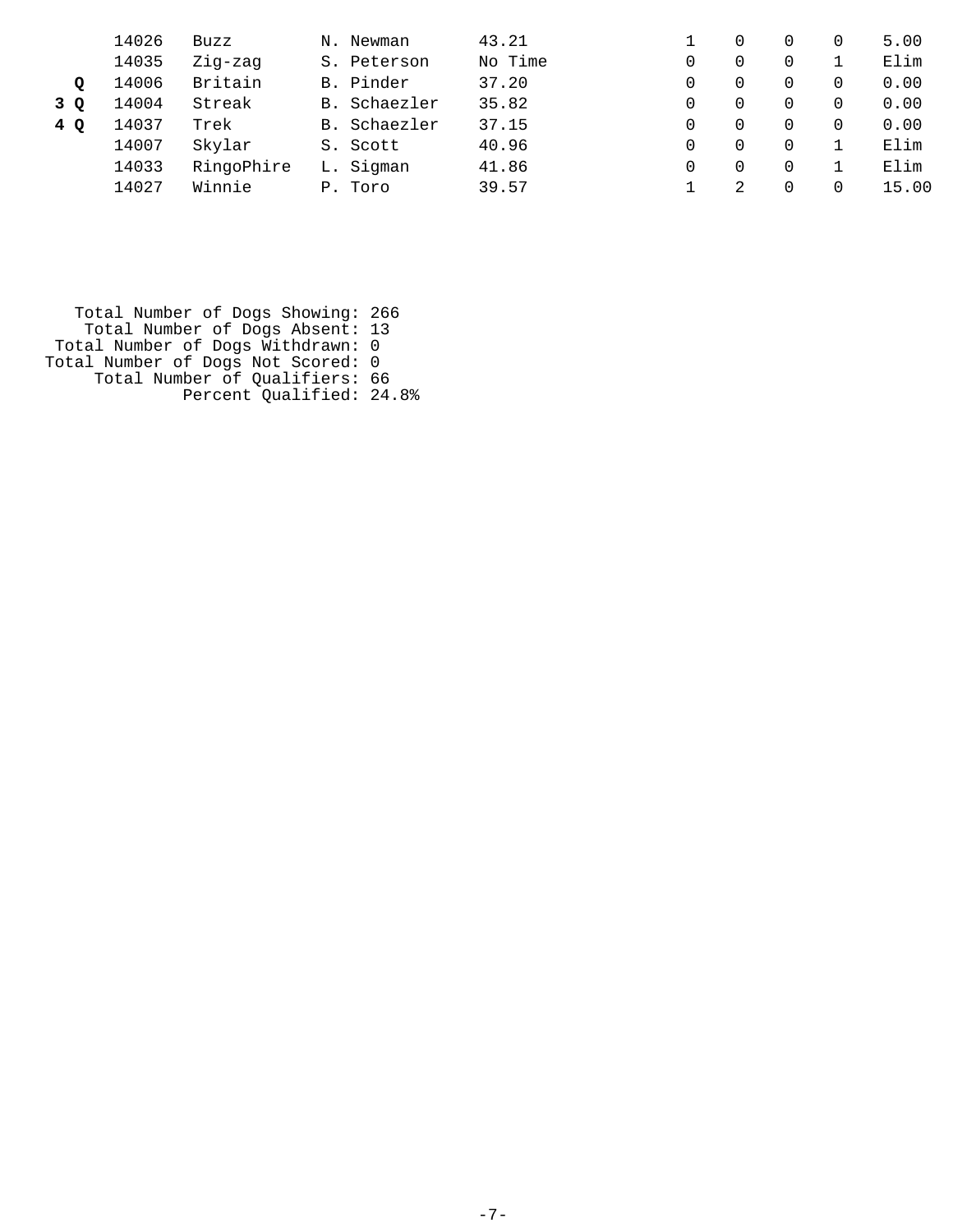| | | | | | | | | | |
|---|---|---|---|---|---|---|---|---|---|
| | 14026 | Buzz | N. Newman | 43.21 | 1 | 0 | 0 | 0 | 5.00 |
| | 14035 | Zig-zag | S. Peterson | No Time | 0 | 0 | 0 | 1 | Elim |
| **Q** | 14006 | Britain | B. Pinder | 37.20 | 0 | 0 | 0 | 0 | 0.00 |
| **3 Q** | 14004 | Streak | B. Schaezler | 35.82 | 0 | 0 | 0 | 0 | 0.00 |
| **4 Q** | 14037 | Trek | B. Schaezler | 37.15 | 0 | 0 | 0 | 0 | 0.00 |
| | 14007 | Skylar | S. Scott | 40.96 | 0 | 0 | 0 | 1 | Elim |
| | 14033 | RingoPhire | L. Sigman | 41.86 | 0 | 0 | 0 | 1 | Elim |
| | 14027 | Winnie | P. Toro | 39.57 | 1 | 2 | 0 | 0 | 15.00 |

Total Number of Dogs Showing: 266
Total Number of Dogs Absent: 13
Total Number of Dogs Withdrawn: 0
Total Number of Dogs Not Scored: 0
Total Number of Qualifiers: 66
Percent Qualified: 24.8%